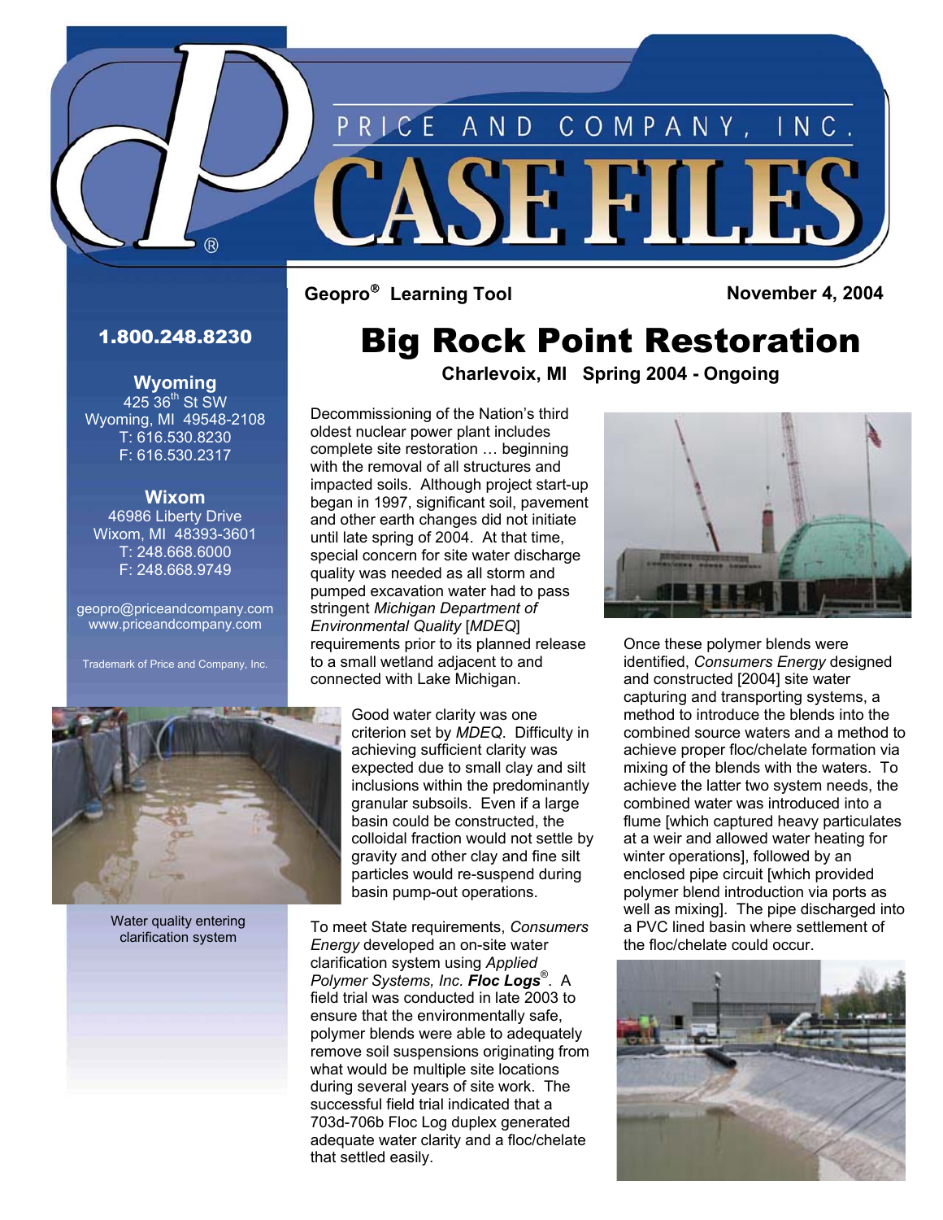PRICE AND COMPANY, INC.

# CASE FILES

**Geopro® Learning Tool** **November 4, 2004**

**1.800.248.8230**

**Wyoming**
425 36th St SW
Wyoming, MI 49548-2108
T: 616.530.8230
F: 616.530.2317

**Wixom**
46986 Liberty Drive
Wixom, MI 48393-3601
T: 248.668.6000
F: 248.668.9749

geopro@priceandcompany.com
www.priceandcompany.com

Trademark of Price and Company, Inc.

## Big Rock Point Restoration

**Charlevoix, MI Spring 2004 - Ongoing**

Decommissioning of the Nation's third oldest nuclear power plant includes complete site restoration … beginning with the removal of all structures and impacted soils. Although project start-up began in 1997, significant soil, pavement and other earth changes did not initiate until late spring of 2004. At that time, special concern for site water discharge quality was needed as all storm and pumped excavation water had to pass stringent *Michigan Department of Environmental Quality* [*MDEQ*] requirements prior to its planned release to a small wetland adjacent to and connected with Lake Michigan.

Good water clarity was one criterion set by *MDEQ*. Difficulty in achieving sufficient clarity was expected due to small clay and silt inclusions within the predominantly granular subsoils. Even if a large basin could be constructed, the colloidal fraction would not settle by gravity and other clay and fine silt particles would re-suspend during basin pump-out operations.

Water quality entering clarification system

To meet State requirements, *Consumers Energy* developed an on-site water clarification system using *Applied Polymer Systems, Inc.* ***Floc Logs***®. A field trial was conducted in late 2003 to ensure that the environmentally safe, polymer blends were able to adequately remove soil suspensions originating from what would be multiple site locations during several years of site work. The successful field trial indicated that a 703d-706b Floc Log duplex generated adequate water clarity and a floc/chelate that settled easily.

Once these polymer blends were identified, *Consumers Energy* designed and constructed [2004] site water capturing and transporting systems, a method to introduce the blends into the combined source waters and a method to achieve proper floc/chelate formation via mixing of the blends with the waters. To achieve the latter two system needs, the combined water was introduced into a flume [which captured heavy particulates at a weir and allowed water heating for winter operations], followed by an enclosed pipe circuit [which provided polymer blend introduction via ports as well as mixing]. The pipe discharged into a PVC lined basin where settlement of the floc/chelate could occur.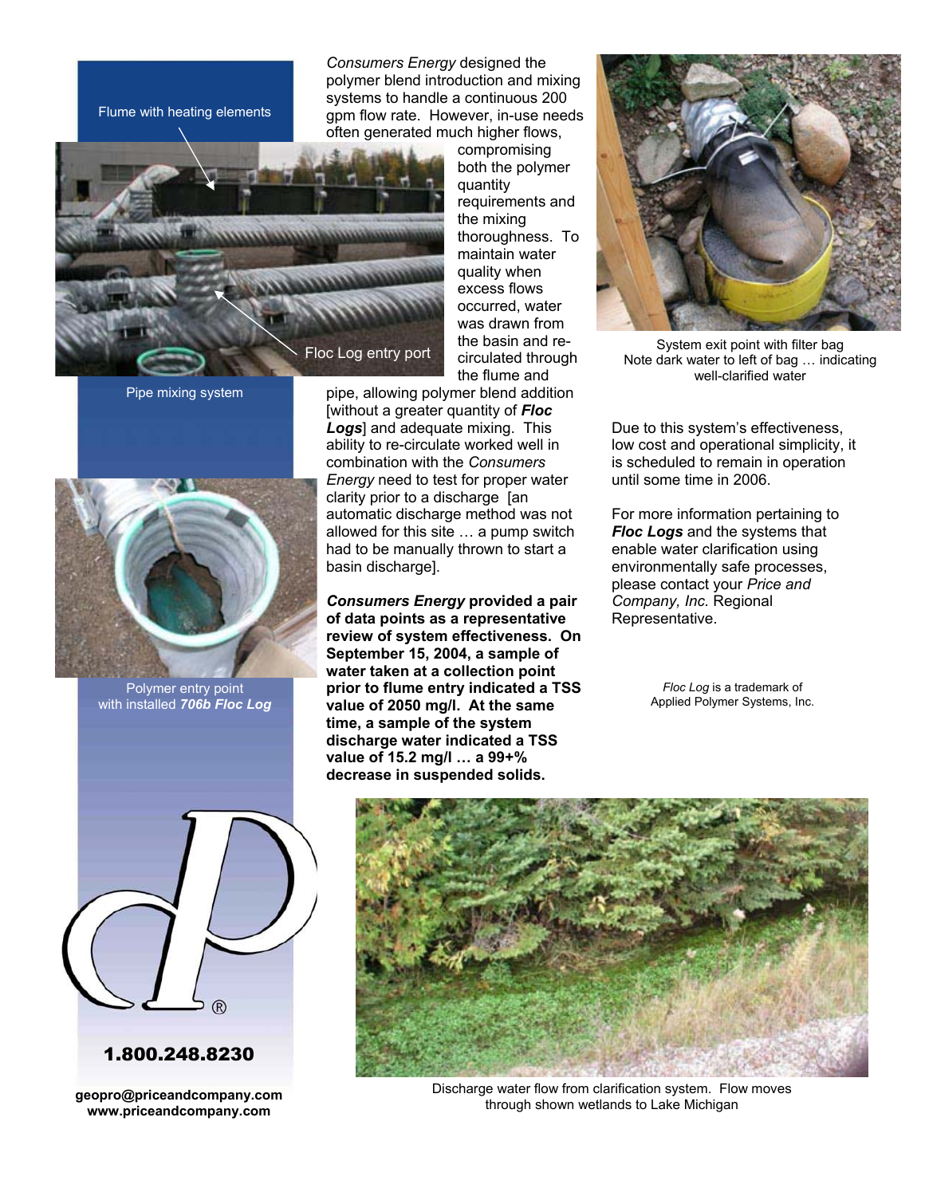Flume with heating elements

Floc Log entry port

Pipe mixing system

Polymer entry point with installed ***706b Floc Log***

*Consumers Energy* designed the polymer blend introduction and mixing systems to handle a continuous 200 gpm flow rate. However, in-use needs often generated much higher flows, compromising both the polymer quantity requirements and the mixing thoroughness. To maintain water quality when excess flows occurred, water was drawn from the basin and re-circulated through the flume and pipe, allowing polymer blend addition [without a greater quantity of ***Floc Logs***] and adequate mixing. This ability to re-circulate worked well in combination with the *Consumers Energy* need to test for proper water clarity prior to a discharge [an automatic discharge method was not allowed for this site … a pump switch had to be manually thrown to start a basin discharge].

***Consumers Energy* provided a pair of data points as a representative review of system effectiveness. On September 15, 2004, a sample of water taken at a collection point prior to flume entry indicated a TSS value of 2050 mg/l. At the same time, a sample of the system discharge water indicated a TSS value of 15.2 mg/l … a 99+% decrease in suspended solids.**

System exit point with filter bag
Note dark water to left of bag … indicating well-clarified water

Due to this system's effectiveness, low cost and operational simplicity, it is scheduled to remain in operation until some time in 2006.

For more information pertaining to ***Floc Logs*** and the systems that enable water clarification using environmentally safe processes, please contact your *Price and Company, Inc.* Regional Representative.

*Floc Log* is a trademark of Applied Polymer Systems, Inc.

Discharge water flow from clarification system. Flow moves through shown wetlands to Lake Michigan

**1.800.248.8230**

**geopro@priceandcompany.com**
**www.priceandcompany.com**